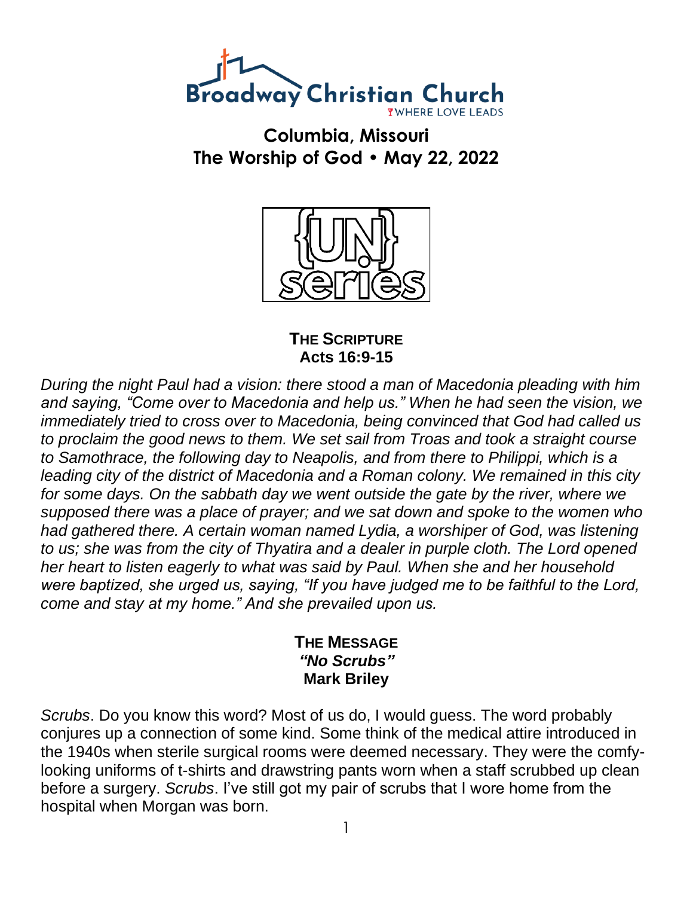# Broadway Christian Church

WHERE LOVE LEADS

## Columbia, Missouri
## The Worship of God • May 22, 2022

{UN} series

### THE SCRIPTURE
**Acts 16:9-15**

*During the night Paul had a vision: there stood a man of Macedonia pleading with him and saying, "Come over to Macedonia and help us." When he had seen the vision, we immediately tried to cross over to Macedonia, being convinced that God had called us to proclaim the good news to them. We set sail from Troas and took a straight course to Samothrace, the following day to Neapolis, and from there to Philippi, which is a leading city of the district of Macedonia and a Roman colony. We remained in this city for some days. On the sabbath day we went outside the gate by the river, where we supposed there was a place of prayer; and we sat down and spoke to the women who had gathered there. A certain woman named Lydia, a worshiper of God, was listening to us; she was from the city of Thyatira and a dealer in purple cloth. The Lord opened her heart to listen eagerly to what was said by Paul. When she and her household were baptized, she urged us, saying, "If you have judged me to be faithful to the Lord, come and stay at my home." And she prevailed upon us.*

### THE MESSAGE
***"No Scrubs"***
**Mark Briley**

*Scrubs*. Do you know this word? Most of us do, I would guess. The word probably conjures up a connection of some kind. Some think of the medical attire introduced in the 1940s when sterile surgical rooms were deemed necessary. They were the comfy-looking uniforms of t-shirts and drawstring pants worn when a staff scrubbed up clean before a surgery. *Scrubs*. I've still got my pair of scrubs that I wore home from the hospital when Morgan was born.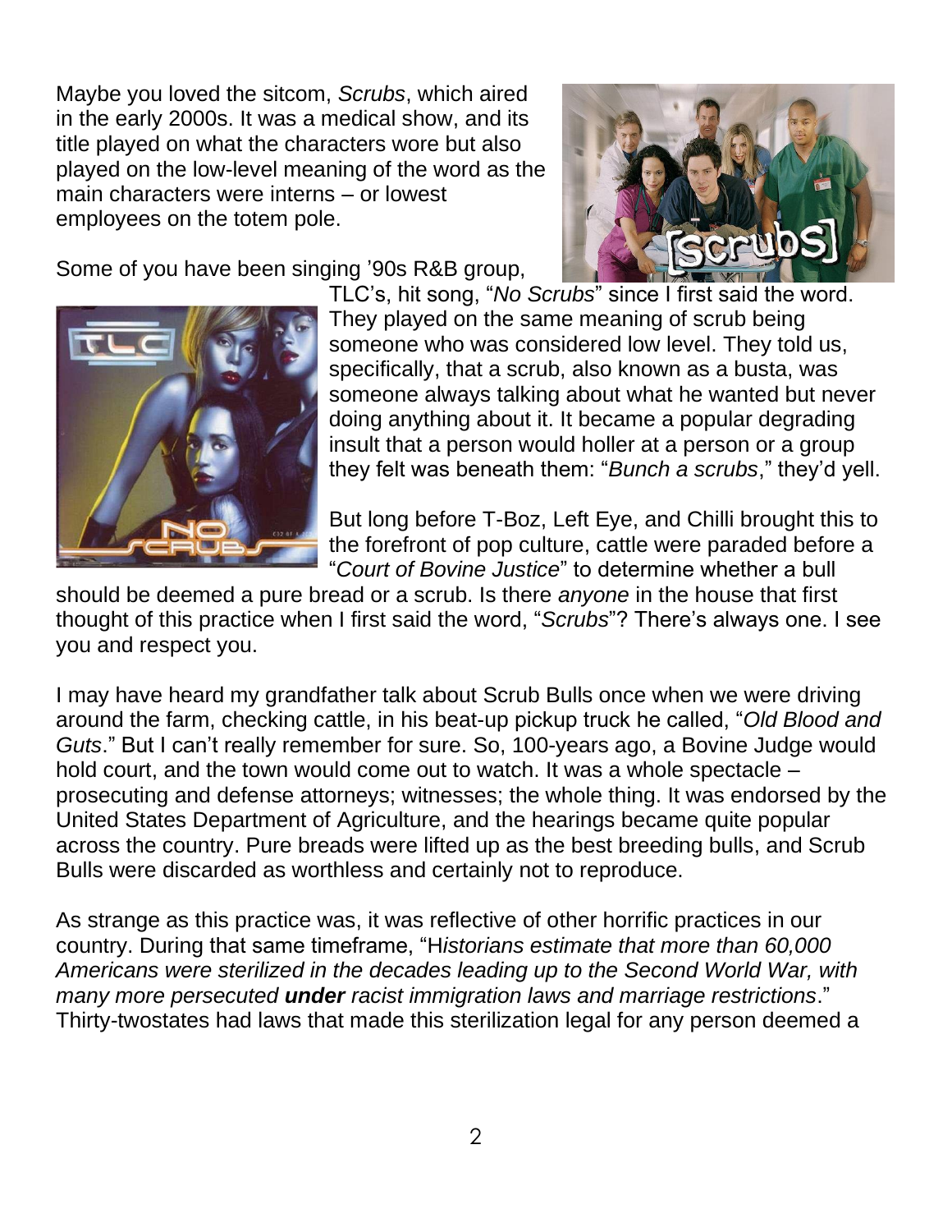Maybe you loved the sitcom, *Scrubs*, which aired in the early 2000s. It was a medical show, and its title played on what the characters wore but also played on the low-level meaning of the word as the main characters were interns – or lowest employees on the totem pole.

Some of you have been singing '90s R&B group, TLC's, hit song, "*No Scrubs*" since I first said the word. They played on the same meaning of scrub being someone who was considered low level. They told us, specifically, that a scrub, also known as a busta, was someone always talking about what he wanted but never doing anything about it. It became a popular degrading insult that a person would holler at a person or a group they felt was beneath them: "*Bunch a scrubs*," they'd yell.

But long before T-Boz, Left Eye, and Chilli brought this to the forefront of pop culture, cattle were paraded before a "*Court of Bovine Justice*" to determine whether a bull should be deemed a pure bread or a scrub. Is there *anyone* in the house that first thought of this practice when I first said the word, "*Scrubs*"? There's always one. I see you and respect you.

I may have heard my grandfather talk about Scrub Bulls once when we were driving around the farm, checking cattle, in his beat-up pickup truck he called, "*Old Blood and Guts*." But I can't really remember for sure. So, 100-years ago, a Bovine Judge would hold court, and the town would come out to watch. It was a whole spectacle – prosecuting and defense attorneys; witnesses; the whole thing. It was endorsed by the United States Department of Agriculture, and the hearings became quite popular across the country. Pure breads were lifted up as the best breeding bulls, and Scrub Bulls were discarded as worthless and certainly not to reproduce.

As strange as this practice was, it was reflective of other horrific practices in our country. During that same timeframe, "H*istorians estimate that more than 60,000 Americans were sterilized in the decades leading up to the Second World War, with many more persecuted* ***under*** *racist immigration laws and marriage restrictions*." Thirty-twostates had laws that made this sterilization legal for any person deemed a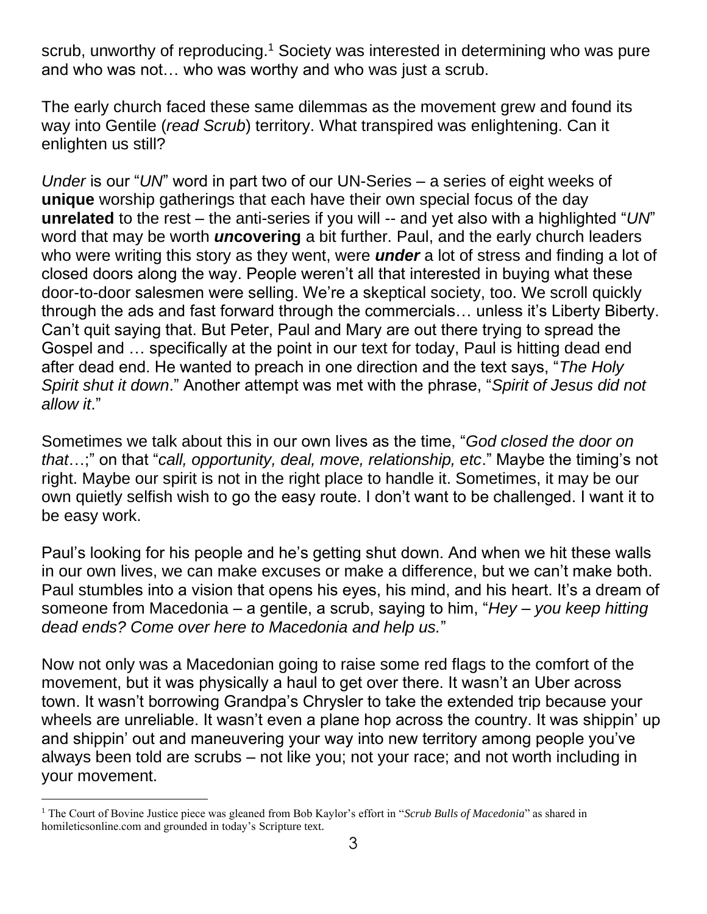scrub, unworthy of reproducing.[1] Society was interested in determining who was pure and who was not… who was worthy and who was just a scrub.

The early church faced these same dilemmas as the movement grew and found its way into Gentile (*read Scrub*) territory. What transpired was enlightening. Can it enlighten us still?

*Under* is our "*UN*" word in part two of our UN-Series – a series of eight weeks of **unique** worship gatherings that each have their own special focus of the day **unrelated** to the rest – the anti-series if you will -- and yet also with a highlighted "*UN*" word that may be worth ***un*****covering** a bit further. Paul, and the early church leaders who were writing this story as they went, were ***under*** a lot of stress and finding a lot of closed doors along the way. People weren't all that interested in buying what these door-to-door salesmen were selling. We're a skeptical society, too. We scroll quickly through the ads and fast forward through the commercials… unless it's Liberty Biberty. Can't quit saying that. But Peter, Paul and Mary are out there trying to spread the Gospel and … specifically at the point in our text for today, Paul is hitting dead end after dead end. He wanted to preach in one direction and the text says, "*The Holy Spirit shut it down*." Another attempt was met with the phrase, "*Spirit of Jesus did not allow it*."

Sometimes we talk about this in our own lives as the time, "*God closed the door on that*…;" on that "*call, opportunity, deal, move, relationship, etc*." Maybe the timing's not right. Maybe our spirit is not in the right place to handle it. Sometimes, it may be our own quietly selfish wish to go the easy route. I don't want to be challenged. I want it to be easy work.

Paul's looking for his people and he's getting shut down. And when we hit these walls in our own lives, we can make excuses or make a difference, but we can't make both. Paul stumbles into a vision that opens his eyes, his mind, and his heart. It's a dream of someone from Macedonia – a gentile, a scrub, saying to him, "*Hey – you keep hitting dead ends? Come over here to Macedonia and help us.*"

Now not only was a Macedonian going to raise some red flags to the comfort of the movement, but it was physically a haul to get over there. It wasn't an Uber across town. It wasn't borrowing Grandpa's Chrysler to take the extended trip because your wheels are unreliable. It wasn't even a plane hop across the country. It was shippin' up and shippin' out and maneuvering your way into new territory among people you've always been told are scrubs – not like you; not your race; and not worth including in your movement.

---

[1] The Court of Bovine Justice piece was gleaned from Bob Kaylor's effort in "*Scrub Bulls of Macedonia*" as shared in homileticsonline.com and grounded in today's Scripture text.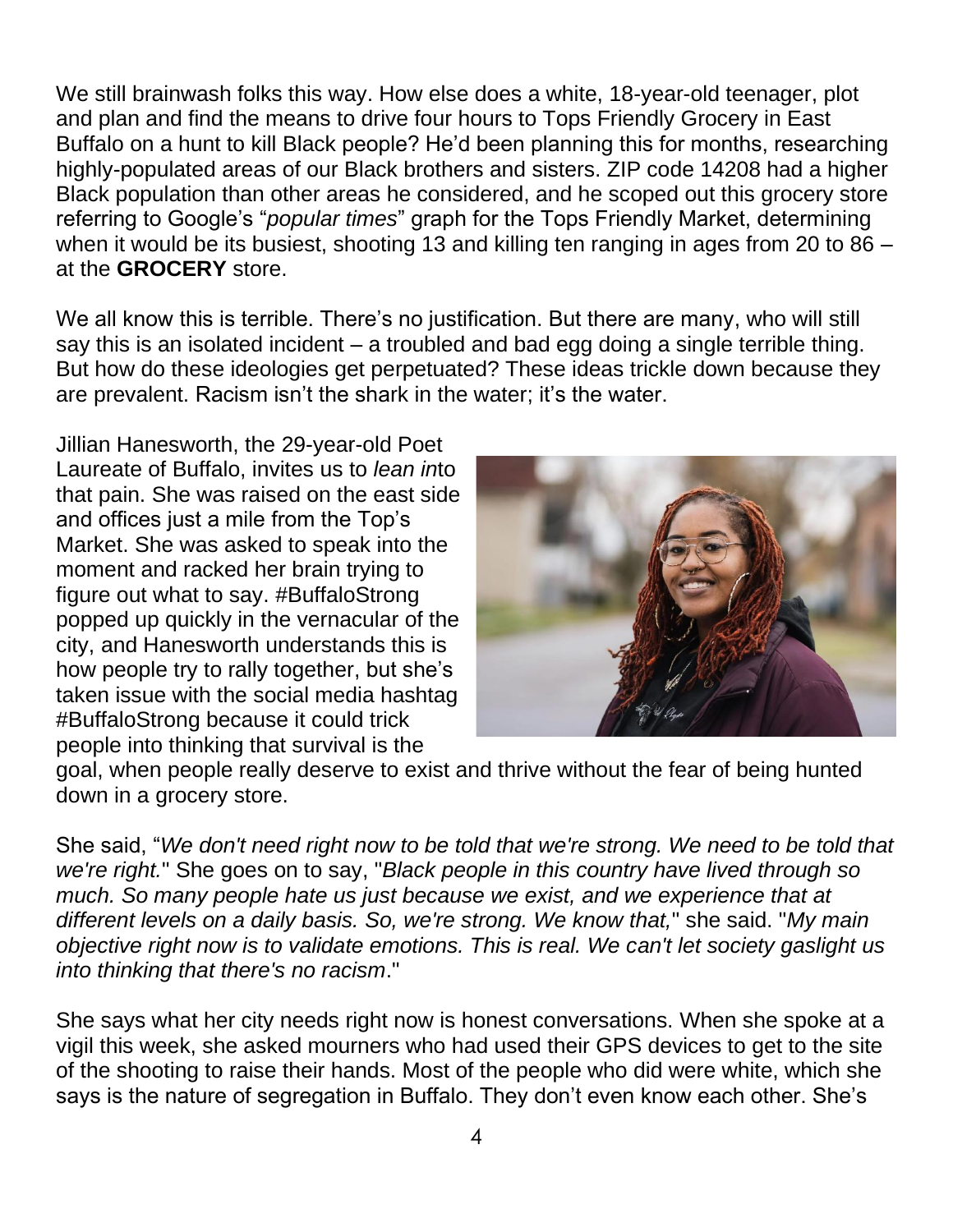We still brainwash folks this way. How else does a white, 18-year-old teenager, plot and plan and find the means to drive four hours to Tops Friendly Grocery in East Buffalo on a hunt to kill Black people? He'd been planning this for months, researching highly-populated areas of our Black brothers and sisters. ZIP code 14208 had a higher Black population than other areas he considered, and he scoped out this grocery store referring to Google's "*popular times*" graph for the Tops Friendly Market, determining when it would be its busiest, shooting 13 and killing ten ranging in ages from 20 to 86 – at the **GROCERY** store.

We all know this is terrible. There's no justification. But there are many, who will still say this is an isolated incident – a troubled and bad egg doing a single terrible thing. But how do these ideologies get perpetuated? These ideas trickle down because they are prevalent. Racism isn't the shark in the water; it's the water.

Jillian Hanesworth, the 29-year-old Poet Laureate of Buffalo, invites us to *lean in*to that pain. She was raised on the east side and offices just a mile from the Top's Market. She was asked to speak into the moment and racked her brain trying to figure out what to say. #BuffaloStrong popped up quickly in the vernacular of the city, and Hanesworth understands this is how people try to rally together, but she's taken issue with the social media hashtag #BuffaloStrong because it could trick people into thinking that survival is the goal, when people really deserve to exist and thrive without the fear of being hunted down in a grocery store.

She said, "*We don't need right now to be told that we're strong. We need to be told that we're right.*" She goes on to say, "*Black people in this country have lived through so much. So many people hate us just because we exist, and we experience that at different levels on a daily basis. So, we're strong. We know that,*" she said. "*My main objective right now is to validate emotions. This is real. We can't let society gaslight us into thinking that there's no racism*."

She says what her city needs right now is honest conversations. When she spoke at a vigil this week, she asked mourners who had used their GPS devices to get to the site of the shooting to raise their hands. Most of the people who did were white, which she says is the nature of segregation in Buffalo. They don't even know each other. She's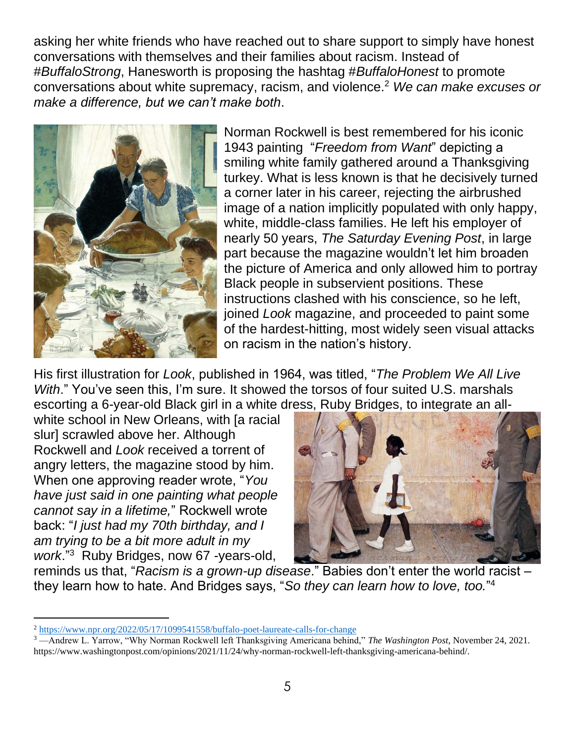asking her white friends who have reached out to share support to simply have honest conversations with themselves and their families about racism. Instead of #*BuffaloStrong*, Hanesworth is proposing the hashtag #*BuffaloHonest* to promote conversations about white supremacy, racism, and violence.[2] *We can make excuses or make a difference, but we can't make both*.

Norman Rockwell is best remembered for his iconic 1943 painting "*Freedom from Want*" depicting a smiling white family gathered around a Thanksgiving turkey. What is less known is that he decisively turned a corner later in his career, rejecting the airbrushed image of a nation implicitly populated with only happy, white, middle-class families. He left his employer of nearly 50 years, *The Saturday Evening Post*, in large part because the magazine wouldn't let him broaden the picture of America and only allowed him to portray Black people in subservient positions. These instructions clashed with his conscience, so he left, joined *Look* magazine, and proceeded to paint some of the hardest-hitting, most widely seen visual attacks on racism in the nation's history.

His first illustration for *Look*, published in 1964, was titled, "*The Problem We All Live With*." You've seen this, I'm sure. It showed the torsos of four suited U.S. marshals escorting a 6-year-old Black girl in a white dress, Ruby Bridges, to integrate an all-white school in New Orleans, with [a racial slur] scrawled above her. Although Rockwell and *Look* received a torrent of angry letters, the magazine stood by him. When one approving reader wrote, "*You have just said in one painting what people cannot say in a lifetime,*" Rockwell wrote back: "*I just had my 70th birthday, and I am trying to be a bit more adult in my work*."[3] Ruby Bridges, now 67 -years-old, reminds us that, "*Racism is a grown-up disease*." Babies don't enter the world racist – they learn how to hate. And Bridges says, "*So they can learn how to love, too.*"[4]

---

[2] https://www.npr.org/2022/05/17/1099541558/buffalo-poet-laureate-calls-for-change

[3] —Andrew L. Yarrow, "Why Norman Rockwell left Thanksgiving Americana behind," *The Washington Post*, November 24, 2021. https://www.washingtonpost.com/opinions/2021/11/24/why-norman-rockwell-left-thanksgiving-americana-behind/.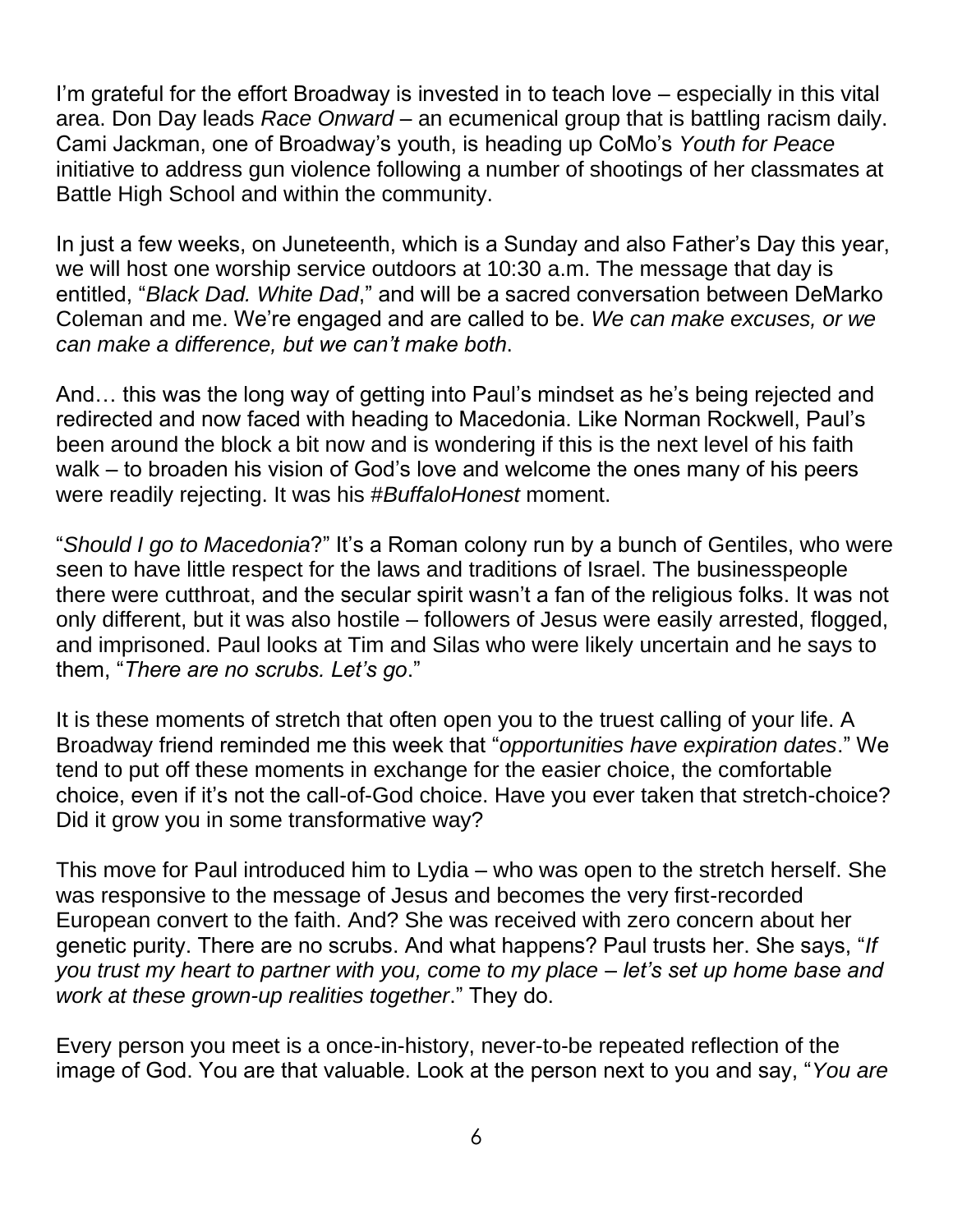I'm grateful for the effort Broadway is invested in to teach love – especially in this vital area. Don Day leads *Race Onward* – an ecumenical group that is battling racism daily. Cami Jackman, one of Broadway's youth, is heading up CoMo's *Youth for Peace* initiative to address gun violence following a number of shootings of her classmates at Battle High School and within the community.

In just a few weeks, on Juneteenth, which is a Sunday and also Father's Day this year, we will host one worship service outdoors at 10:30 a.m. The message that day is entitled, "*Black Dad. White Dad*," and will be a sacred conversation between DeMarko Coleman and me. We're engaged and are called to be. *We can make excuses, or we can make a difference, but we can't make both*.

And… this was the long way of getting into Paul's mindset as he's being rejected and redirected and now faced with heading to Macedonia. Like Norman Rockwell, Paul's been around the block a bit now and is wondering if this is the next level of his faith walk – to broaden his vision of God's love and welcome the ones many of his peers were readily rejecting. It was his #*BuffaloHonest* moment.

"*Should I go to Macedonia*?" It's a Roman colony run by a bunch of Gentiles, who were seen to have little respect for the laws and traditions of Israel. The businesspeople there were cutthroat, and the secular spirit wasn't a fan of the religious folks. It was not only different, but it was also hostile – followers of Jesus were easily arrested, flogged, and imprisoned. Paul looks at Tim and Silas who were likely uncertain and he says to them, "*There are no scrubs. Let's go*."

It is these moments of stretch that often open you to the truest calling of your life. A Broadway friend reminded me this week that "*opportunities have expiration dates*." We tend to put off these moments in exchange for the easier choice, the comfortable choice, even if it's not the call-of-God choice. Have you ever taken that stretch-choice? Did it grow you in some transformative way?

This move for Paul introduced him to Lydia – who was open to the stretch herself. She was responsive to the message of Jesus and becomes the very first-recorded European convert to the faith. And? She was received with zero concern about her genetic purity. There are no scrubs. And what happens? Paul trusts her. She says, "*If you trust my heart to partner with you, come to my place – let's set up home base and work at these grown-up realities together*." They do.

Every person you meet is a once-in-history, never-to-be repeated reflection of the image of God. You are that valuable. Look at the person next to you and say, "*You are*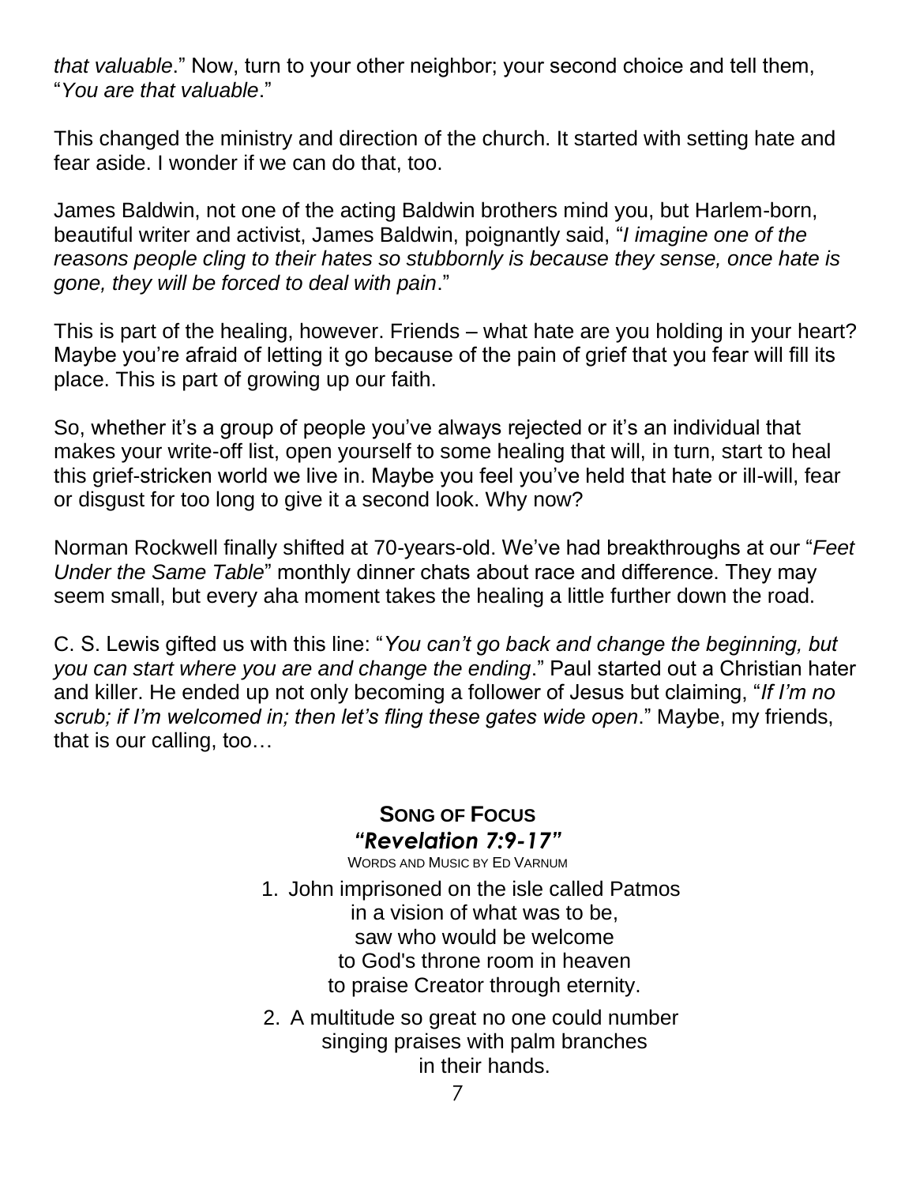*that valuable*." Now, turn to your other neighbor; your second choice and tell them, "*You are that valuable*."

This changed the ministry and direction of the church. It started with setting hate and fear aside. I wonder if we can do that, too.

James Baldwin, not one of the acting Baldwin brothers mind you, but Harlem-born, beautiful writer and activist, James Baldwin, poignantly said, "*I imagine one of the reasons people cling to their hates so stubbornly is because they sense, once hate is gone, they will be forced to deal with pain*."

This is part of the healing, however. Friends – what hate are you holding in your heart? Maybe you're afraid of letting it go because of the pain of grief that you fear will fill its place. This is part of growing up our faith.

So, whether it's a group of people you've always rejected or it's an individual that makes your write-off list, open yourself to some healing that will, in turn, start to heal this grief-stricken world we live in. Maybe you feel you've held that hate or ill-will, fear or disgust for too long to give it a second look. Why now?

Norman Rockwell finally shifted at 70-years-old. We've had breakthroughs at our "*Feet Under the Same Table*" monthly dinner chats about race and difference. They may seem small, but every aha moment takes the healing a little further down the road.

C. S. Lewis gifted us with this line: "*You can't go back and change the beginning, but you can start where you are and change the ending*." Paul started out a Christian hater and killer. He ended up not only becoming a follower of Jesus but claiming, "*If I'm no scrub; if I'm welcomed in; then let's fling these gates wide open*." Maybe, my friends, that is our calling, too…

## **Song of Focus**

### ***"Revelation 7:9-17"***

Words and Music by Ed Varnum

1. John imprisoned on the isle called Patmos
   in a vision of what was to be,
   saw who would be welcome
   to God's throne room in heaven
   to praise Creator through eternity.

2. A multitude so great no one could number
   singing praises with palm branches
   in their hands.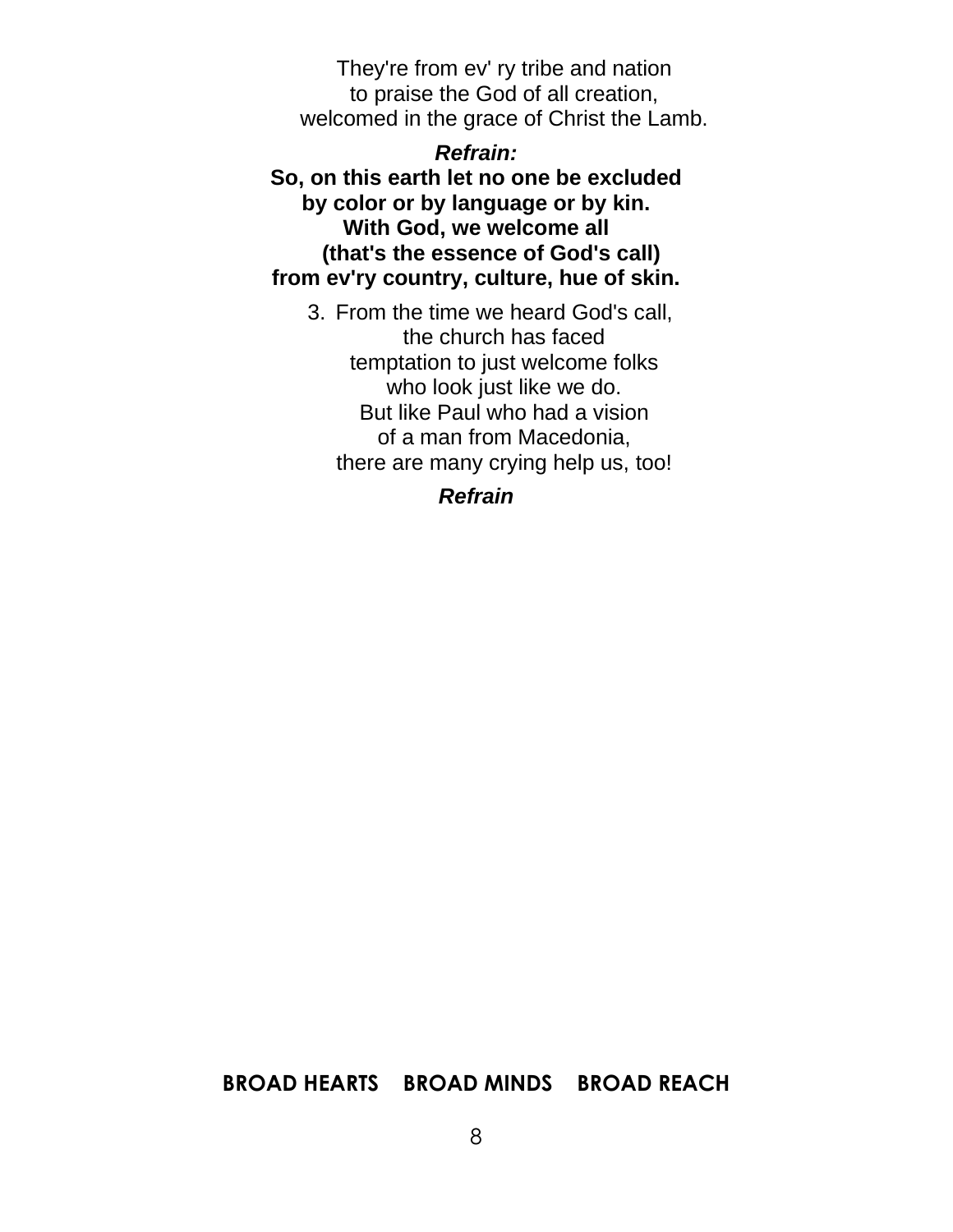They're from ev' ry tribe and nation
to praise the God of all creation,
welcomed in the grace of Christ the Lamb.

***Refrain:***
**So, on this earth let no one be excluded**
**by color or by language or by kin.**
**With God, we welcome all**
**(that's the essence of God's call)**
**from ev'ry country, culture, hue of skin.**

3. From the time we heard God's call,
the church has faced
temptation to just welcome folks
who look just like we do.
But like Paul who had a vision
of a man from Macedonia,
there are many crying help us, too!

***Refrain***

**BROAD HEARTS BROAD MINDS BROAD REACH**